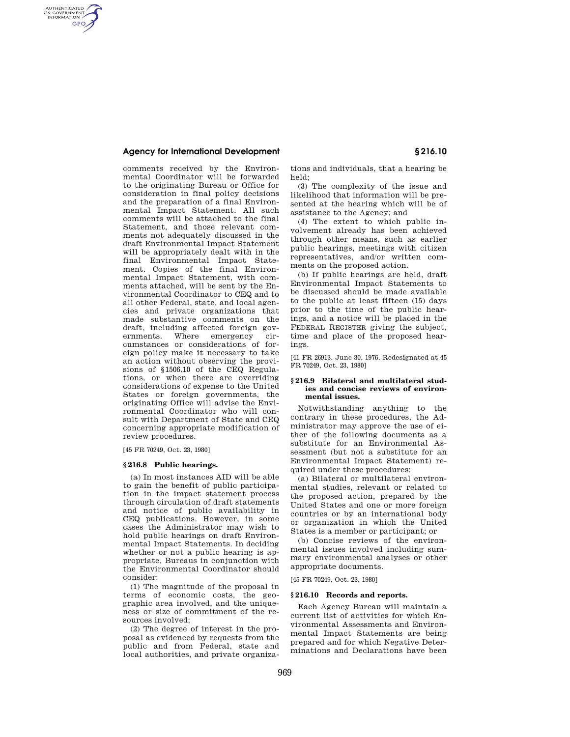comments received by the Environmental Coordinator will be forwarded to the originating Bureau or Office for consideration in final policy decisions and the preparation of a final Environmental Impact Statement. All such comments will be attached to the final Statement, and those relevant comments not adequately discussed in the draft Environmental Impact Statement will be appropriately dealt with in the final Environmental Impact Statement. Copies of the final Environmental Impact Statement, with comments attached, will be sent by the Environmental Coordinator to CEQ and to all other Federal, state, and local agencies and private organizations that made substantive comments on the draft, including affected foreign governments. Where emergency circumstances or considerations of foreign policy make it necessary to take an action without observing the provisions of §1506.10 of the CEQ Regulations, or when there are overriding considerations of expense to the United States or foreign governments, the originating Office will advise the Environmental Coordinator who will consult with Department of State and CEQ concerning appropriate modification of review procedures.

[45 FR 70249, Oct. 23, 1980]

### § 216.8 Public hearings.

(a) In most instances AID will be able to gain the benefit of public participation in the impact statement process through circulation of draft statements and notice of public availability in CEQ publications. However, in some cases the Administrator may wish to hold public hearings on draft Environmental Impact Statements. In deciding whether or not a public hearing is appropriate, Bureaus in conjunction with the Environmental Coordinator should consider:

(1) The magnitude of the proposal in terms of economic costs, the geographic area involved, and the uniqueness or size of commitment of the resources involved;

(2) The degree of interest in the proposal as evidenced by requests from the public and from Federal, state and local authorities, and private organizations and individuals, that a hearing be held;

(3) The complexity of the issue and likelihood that information will be presented at the hearing which will be of assistance to the Agency; and

(4) The extent to which public involvement already has been achieved through other means, such as earlier public hearings, meetings with citizen representatives, and/or written comments on the proposed action.

(b) If public hearings are held, draft Environmental Impact Statements to be discussed should be made available to the public at least fifteen (15) days prior to the time of the public hearings, and a notice will be placed in the FEDERAL REGISTER giving the subject, time and place of the proposed hearings.

[41 FR 26913, June 30, 1976. Redesignated at 45 FR 70249, Oct. 23, 1980]

### § 216.9 Bilateral and multilateral studies and concise reviews of environmental issues.

Notwithstanding anything to the contrary in these procedures, the Administrator may approve the use of either of the following documents as a substitute for an Environmental Assessment (but not a substitute for an Environmental Impact Statement) required under these procedures:

(a) Bilateral or multilateral environmental studies, relevant or related to the proposed action, prepared by the United States and one or more foreign countries or by an international body or organization in which the United States is a member or participant; or

(b) Concise reviews of the environmental issues involved including summary environmental analyses or other appropriate documents.

[45 FR 70249, Oct. 23, 1980]

### § 216.10 Records and reports.

Each Agency Bureau will maintain a current list of activities for which Environmental Assessments and Environmental Impact Statements are being prepared and for which Negative Determinations and Declarations have been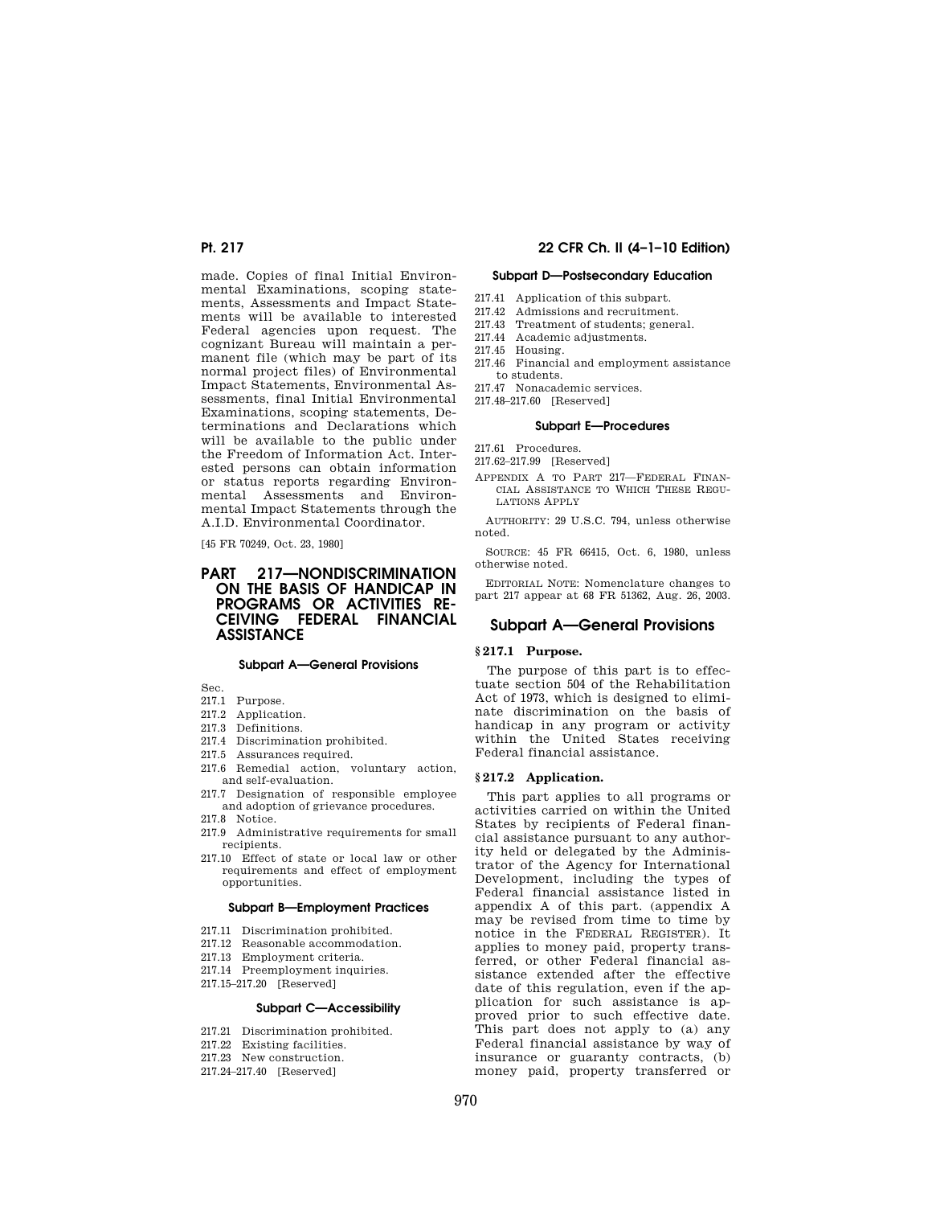made. Copies of final Initial Environmental Examinations, scoping statements, Assessments and Impact Statements will be available to interested Federal agencies upon request. The cognizant Bureau will maintain a permanent file (which may be part of its normal project files) of Environmental Impact Statements, Environmental Assessments, final Initial Environmental Examinations, scoping statements, Determinations and Declarations which will be available to the public under the Freedom of Information Act. Interested persons can obtain information or status reports regarding Environmental Assessments and Environmental Impact Statements through the A.I.D. Environmental Coordinator.

[45 FR 70249, Oct. 23, 1980]

# PART 217—NONDISCRIMINATION ON THE BASIS OF HANDICAP IN PROGRAMS OR ACTIVITIES RECEIVING FEDERAL FINANCIAL ASSISTANCE

### Subpart A—General Provisions

Sec.
217.1 Purpose.
217.2 Application.
217.3 Definitions.
217.4 Discrimination prohibited.
217.5 Assurances required.
217.6 Remedial action, voluntary action, and self-evaluation.
217.7 Designation of responsible employee and adoption of grievance procedures.
217.8 Notice.
217.9 Administrative requirements for small recipients.
217.10 Effect of state or local law or other requirements and effect of employment opportunities.

### Subpart B—Employment Practices

217.11 Discrimination prohibited.
217.12 Reasonable accommodation.
217.13 Employment criteria.
217.14 Preemployment inquiries.
217.15–217.20 [Reserved]

### Subpart C—Accessibility

217.21 Discrimination prohibited.
217.22 Existing facilities.
217.23 New construction.
217.24–217.40 [Reserved]

### Subpart D—Postsecondary Education

217.41 Application of this subpart.
217.42 Admissions and recruitment.
217.43 Treatment of students; general.
217.44 Academic adjustments.
217.45 Housing.
217.46 Financial and employment assistance to students.
217.47 Nonacademic services.
217.48–217.60 [Reserved]

### Subpart E—Procedures

217.61 Procedures.
217.62–217.99 [Reserved]

APPENDIX A TO PART 217—FEDERAL FINANCIAL ASSISTANCE TO WHICH THESE REGULATIONS APPLY

AUTHORITY: 29 U.S.C. 794, unless otherwise noted.

SOURCE: 45 FR 66415, Oct. 6, 1980, unless otherwise noted.

EDITORIAL NOTE: Nomenclature changes to part 217 appear at 68 FR 51362, Aug. 26, 2003.

## Subpart A—General Provisions

### § 217.1 Purpose.

The purpose of this part is to effectuate section 504 of the Rehabilitation Act of 1973, which is designed to eliminate discrimination on the basis of handicap in any program or activity within the United States receiving Federal financial assistance.

### § 217.2 Application.

This part applies to all programs or activities carried on within the United States by recipients of Federal financial assistance pursuant to any authority held or delegated by the Administrator of the Agency for International Development, including the types of Federal financial assistance listed in appendix A of this part. (appendix A may be revised from time to time by notice in the FEDERAL REGISTER). It applies to money paid, property transferred, or other Federal financial assistance extended after the effective date of this regulation, even if the application for such assistance is approved prior to such effective date. This part does not apply to (a) any Federal financial assistance by way of insurance or guaranty contracts, (b) money paid, property transferred or